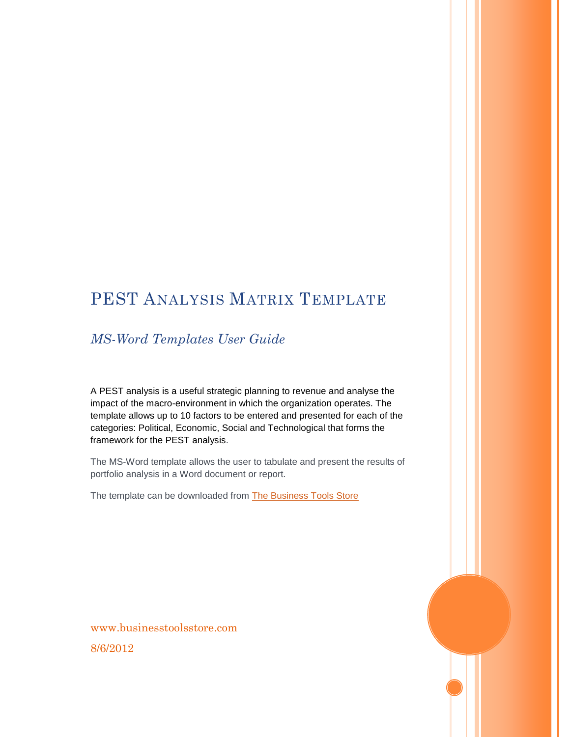# PEST Analysis Matrix Template

## *MS-Word Templates User Guide*

A PEST analysis is a useful strategic planning to revenue and analyse the impact of the macro-environment in which the organization operates. The template allows up to 10 factors to be entered and presented for each of the categories: Political, Economic, Social and Technological that forms the framework for the PEST analysis.

The MS-Word template allows the user to tabulate and present the results of portfolio analysis in a Word document or report.

The template can be downloaded from [The Business Tools Store]

www.businesstoolsstore.com

8/6/2012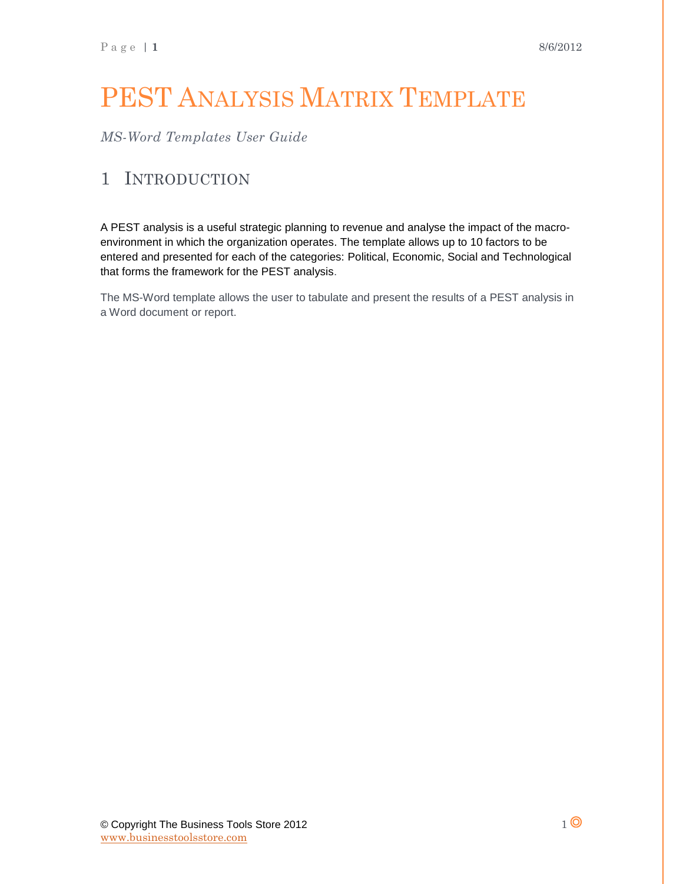# PEST Analysis Matrix Template

*MS-Word Templates User Guide*

## 1 Introduction

A PEST analysis is a useful strategic planning to revenue and analyse the impact of the macro-environment in which the organization operates. The template allows up to 10 factors to be entered and presented for each of the categories: Political, Economic, Social and Technological that forms the framework for the PEST analysis.

The MS-Word template allows the user to tabulate and present the results of a PEST analysis in a Word document or report.

© Copyright The Business Tools Store 2012
www.businesstoolsstore.com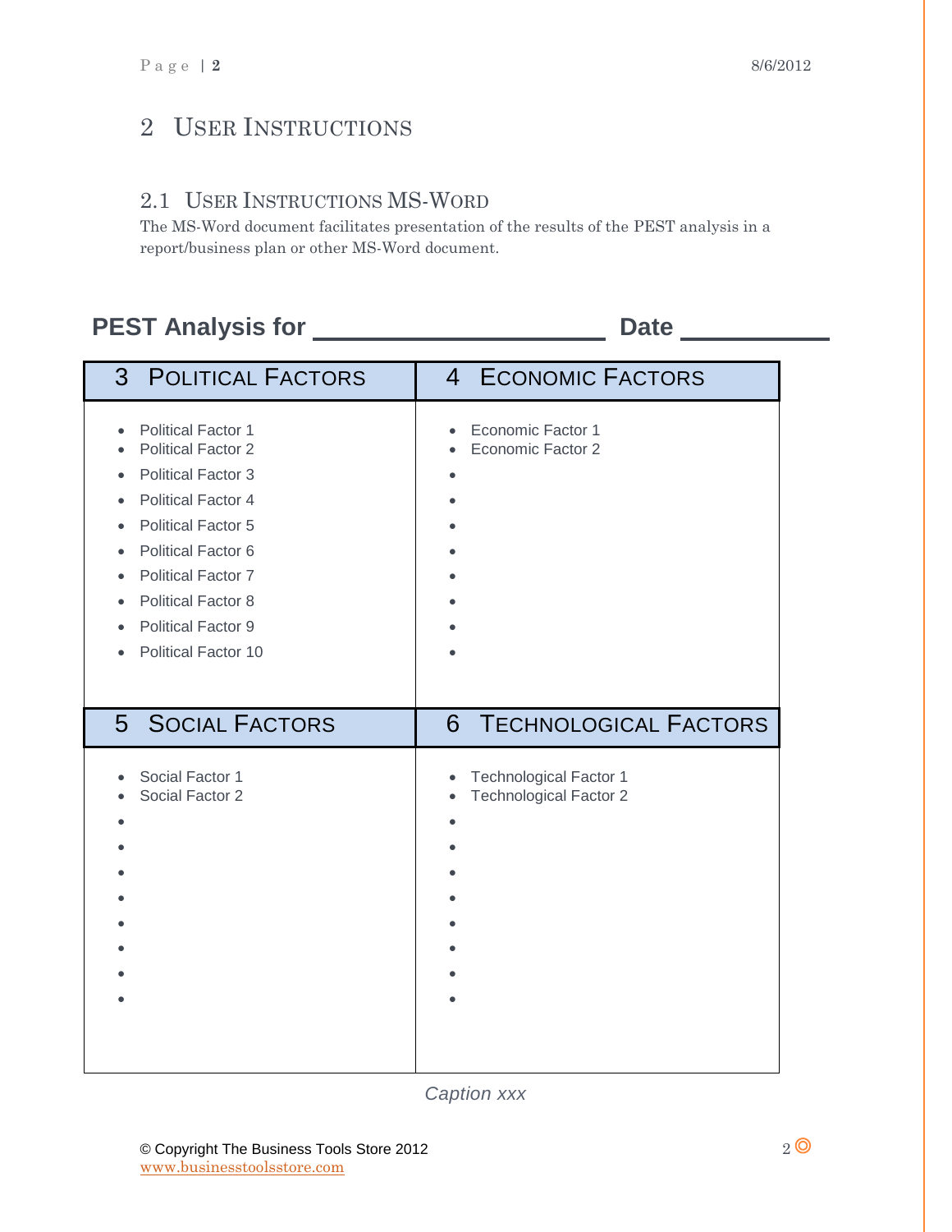# 2 User Instructions

## 2.1 User Instructions MS-Word

The MS-Word document facilitates presentation of the results of the PEST analysis in a report/business plan or other MS-Word document.

**PEST Analysis for ______________________ Date ___________**

| 3 Political Factors | 4 Economic Factors |
|---|---|
| • Political Factor 1<br>• Political Factor 2<br>• Political Factor 3<br>• Political Factor 4<br>• Political Factor 5<br>• Political Factor 6<br>• Political Factor 7<br>• Political Factor 8<br>• Political Factor 9<br>• Political Factor 10 | • Economic Factor 1<br>• Economic Factor 2<br>•<br>•<br>•<br>•<br>•<br>•<br>•<br>• |
| **5 Social Factors** | **6 Technological Factors** |
| • Social Factor 1<br>• Social Factor 2<br>•<br>•<br>•<br>•<br>•<br>•<br>•<br>• | • Technological Factor 1<br>• Technological Factor 2<br>•<br>•<br>•<br>•<br>•<br>•<br>•<br>• |

*Caption xxx*

© Copyright The Business Tools Store 2012
www.businesstoolsstore.com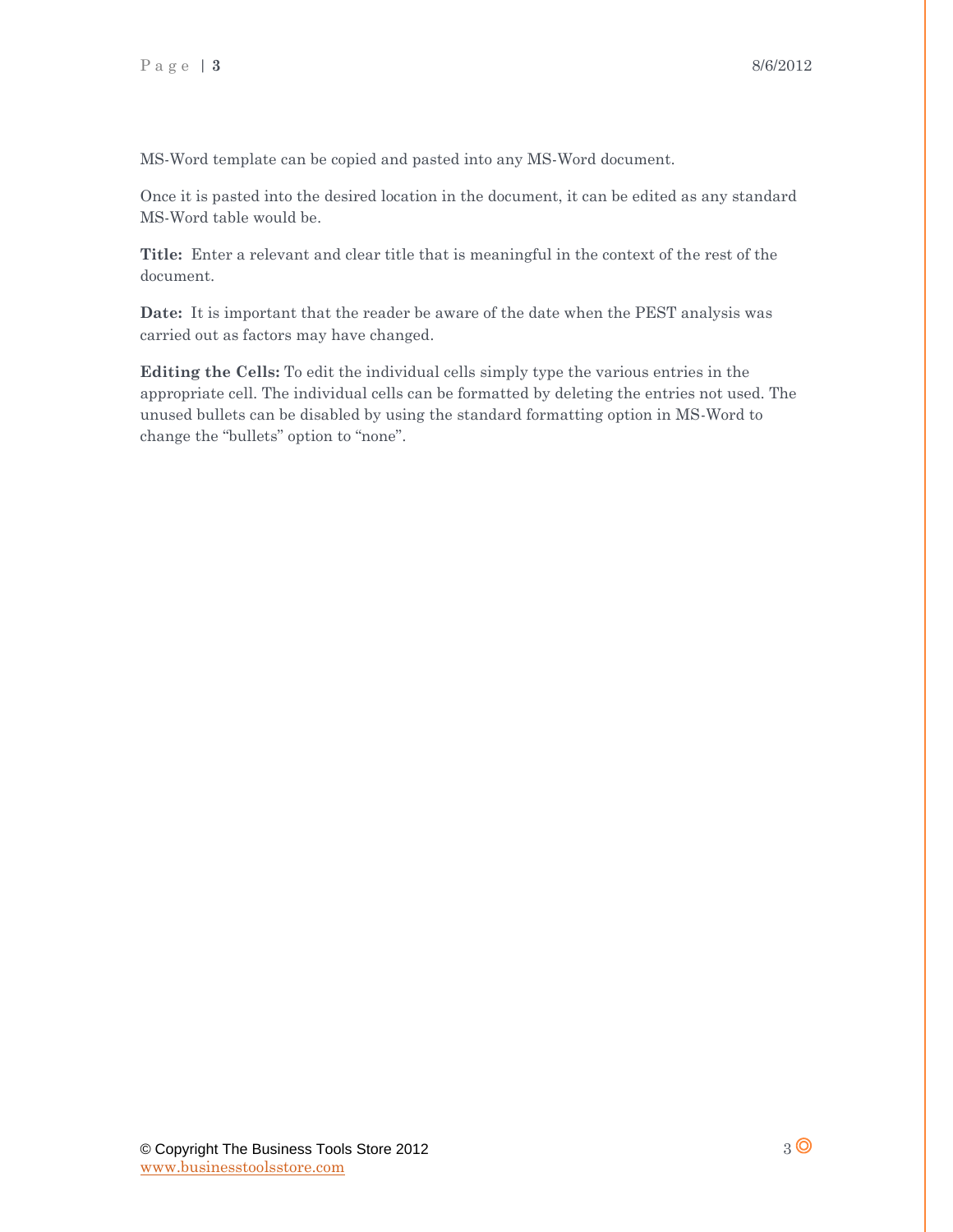MS-Word template can be copied and pasted into any MS-Word document.

Once it is pasted into the desired location in the document, it can be edited as any standard MS-Word table would be.

**Title:** Enter a relevant and clear title that is meaningful in the context of the rest of the document.

**Date:** It is important that the reader be aware of the date when the PEST analysis was carried out as factors may have changed.

**Editing the Cells:** To edit the individual cells simply type the various entries in the appropriate cell. The individual cells can be formatted by deleting the entries not used. The unused bullets can be disabled by using the standard formatting option in MS-Word to change the "bullets" option to "none".